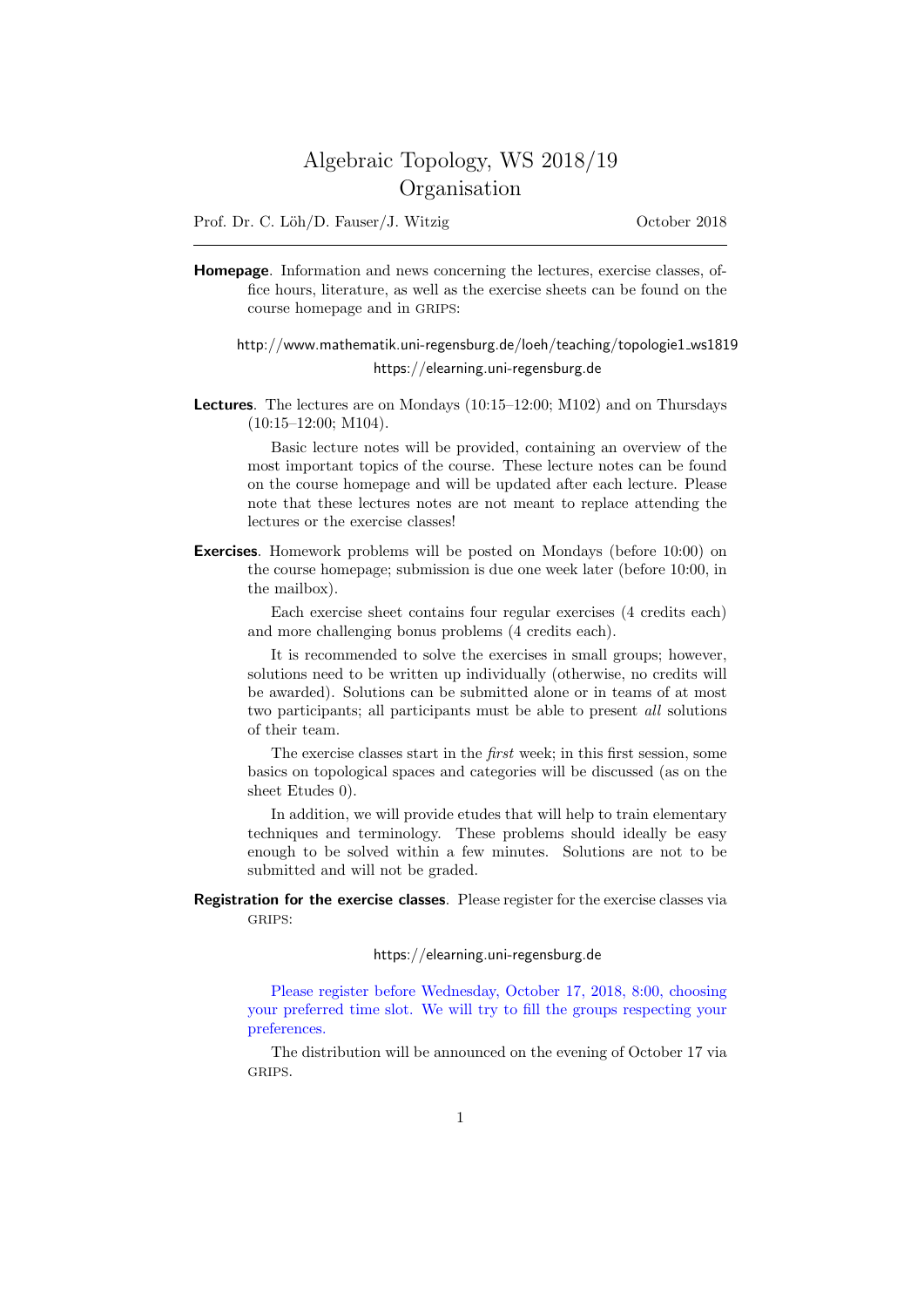# Algebraic Topology, WS 2018/19
# Organisation

Prof. Dr. C. Löh/D. Fauser/J. Witzig — October 2018

---

**Homepage**. Information and news concerning the lectures, exercise classes, office hours, literature, as well as the exercise sheets can be found on the course homepage and in GRIPS:

http://www.mathematik.uni-regensburg.de/loeh/teaching/topologie1_ws1819
https://elearning.uni-regensburg.de

**Lectures**. The lectures are on Mondays (10:15–12:00; M102) and on Thursdays (10:15–12:00; M104).

Basic lecture notes will be provided, containing an overview of the most important topics of the course. These lecture notes can be found on the course homepage and will be updated after each lecture. Please note that these lectures notes are not meant to replace attending the lectures or the exercise classes!

**Exercises**. Homework problems will be posted on Mondays (before 10:00) on the course homepage; submission is due one week later (before 10:00, in the mailbox).

Each exercise sheet contains four regular exercises (4 credits each) and more challenging bonus problems (4 credits each).

It is recommended to solve the exercises in small groups; however, solutions need to be written up individually (otherwise, no credits will be awarded). Solutions can be submitted alone or in teams of at most two participants; all participants must be able to present *all* solutions of their team.

The exercise classes start in the *first* week; in this first session, some basics on topological spaces and categories will be discussed (as on the sheet Etudes 0).

In addition, we will provide etudes that will help to train elementary techniques and terminology. These problems should ideally be easy enough to be solved within a few minutes. Solutions are not to be submitted and will not be graded.

**Registration for the exercise classes**. Please register for the exercise classes via GRIPS:

https://elearning.uni-regensburg.de

Please register before Wednesday, October 17, 2018, 8:00, choosing your preferred time slot. We will try to fill the groups respecting your preferences.

The distribution will be announced on the evening of October 17 via GRIPS.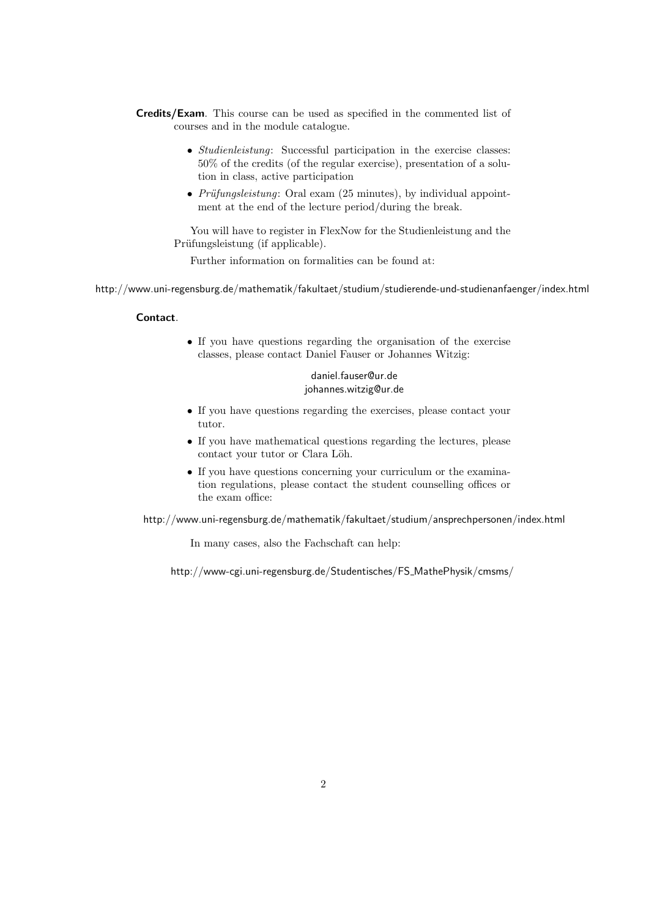**Credits/Exam**. This course can be used as specified in the commented list of courses and in the module catalogue.

- *Studienleistung*: Successful participation in the exercise classes: 50% of the credits (of the regular exercise), presentation of a solution in class, active participation
- *Prüfungsleistung*: Oral exam (25 minutes), by individual appointment at the end of the lecture period/during the break.

You will have to register in FlexNow for the Studienleistung and the Prüfungsleistung (if applicable).

Further information on formalities can be found at:

http://www.uni-regensburg.de/mathematik/fakultaet/studium/studierende-und-studienanfaenger/index.html

**Contact**.

- If you have questions regarding the organisation of the exercise classes, please contact Daniel Fauser or Johannes Witzig:

  daniel.fauser@ur.de
  johannes.witzig@ur.de

- If you have questions regarding the exercises, please contact your tutor.
- If you have mathematical questions regarding the lectures, please contact your tutor or Clara Löh.
- If you have questions concerning your curriculum or the examination regulations, please contact the student counselling offices or the exam office:

http://www.uni-regensburg.de/mathematik/fakultaet/studium/ansprechpersonen/index.html

In many cases, also the Fachschaft can help:

http://www-cgi.uni-regensburg.de/Studentisches/FS_MathePhysik/cmsms/